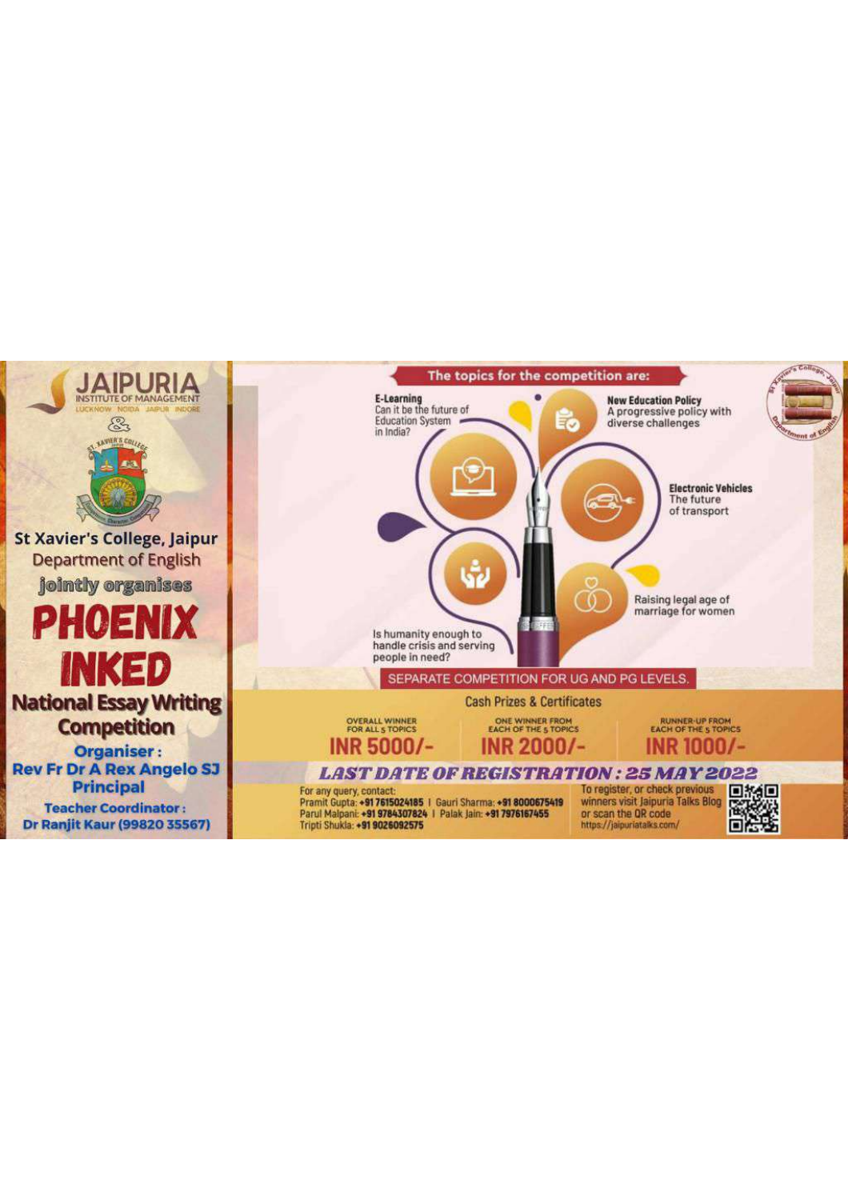# JAIPURIA INSTITUTE OF MANAGEMENT

LUCKNOW NOIDA JAIPUR INDORE

&

St Xavier's College, Jaipur

Department of English

jointly organises

# PHOENIX INKED

## National Essay Writing Competition

**Organiser :**
**Rev Fr Dr A Rex Angelo SJ**
**Principal**

**Teacher Coordinator :**
**Dr Ranjit Kaur (99820 35567)**

## The topics for the competition are:

- **E-Learning** Can it be the future of Education System in India?
- **New Education Policy** A progressive policy with diverse challenges
- **Electronic Vehicles** The future of transport
- Is humanity enough to handle crisis and serving people in need?
- Raising legal age of marriage for women

SEPARATE COMPETITION FOR UG AND PG LEVELS.

### Cash Prizes & Certificates

| OVERALL WINNER FOR ALL 5 TOPICS | ONE WINNER FROM EACH OF THE 5 TOPICS | RUNNER-UP FROM EACH OF THE 5 TOPICS |
|---|---|---|
| INR 5000/- | INR 2000/- | INR 1000/- |

## LAST DATE OF REGISTRATION : 25 MAY 2022

For any query, contact:
Pramit Gupta: +91 7615024185 | Gauri Sharma: +91 8000675419
Parul Malpani: +91 9784307824 | Palak Jain: +91 7976167455
Tripti Shukla: +91 9026092575

To register, or check previous winners visit Jaipuria Talks Blog or scan the QR code
https://jaipuriatalks.com/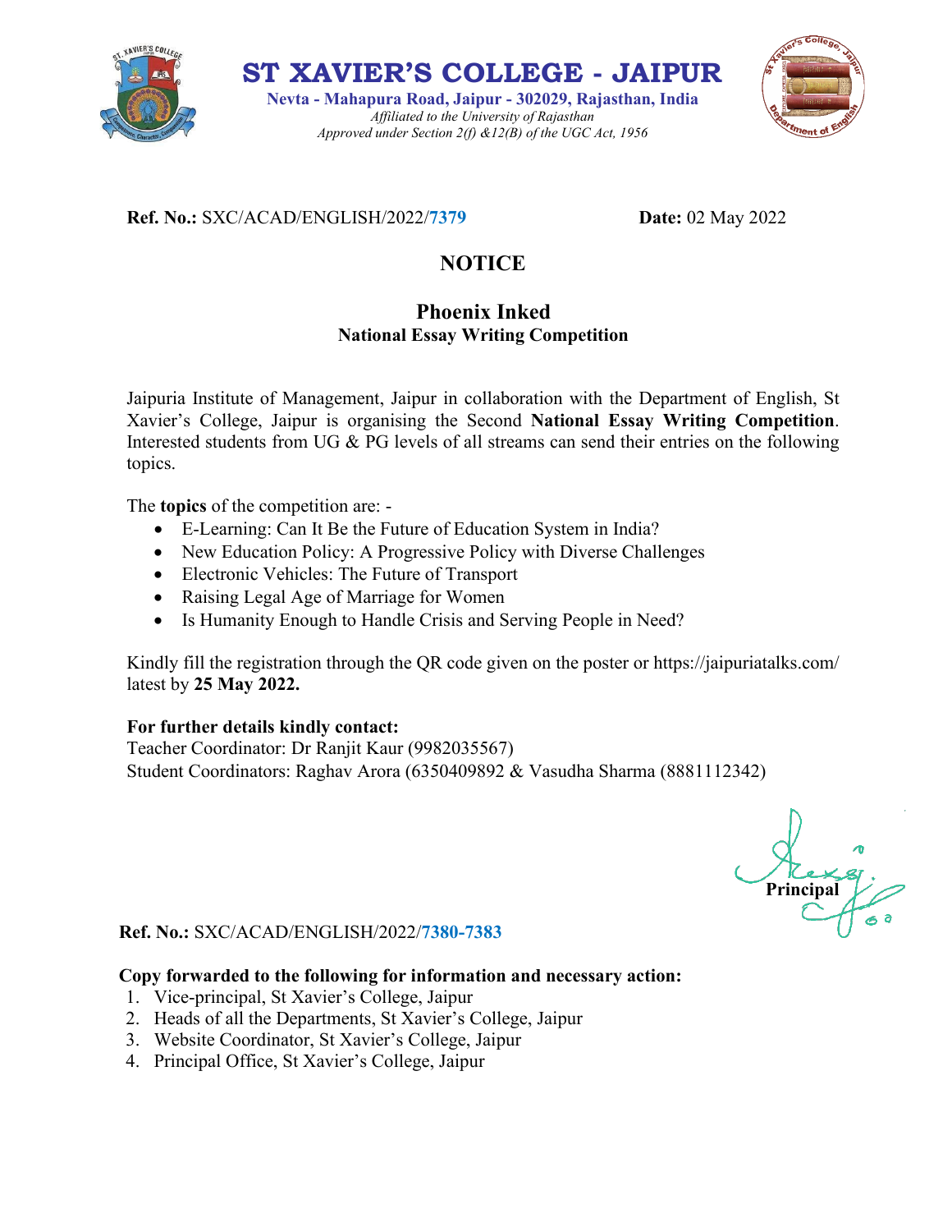# ST XAVIER'S COLLEGE - JAIPUR

**Nevta - Mahapura Road, Jaipur - 302029, Rajasthan, India**

*Affiliated to the University of Rajasthan*

*Approved under Section 2(f) &12(B) of the UGC Act, 1956*

**Ref. No.:** SXC/ACAD/ENGLISH/2022/7379 **Date:** 02 May 2022

## NOTICE

### Phoenix Inked

**National Essay Writing Competition**

Jaipuria Institute of Management, Jaipur in collaboration with the Department of English, St Xavier's College, Jaipur is organising the Second **National Essay Writing Competition**. Interested students from UG & PG levels of all streams can send their entries on the following topics.

The **topics** of the competition are: -

- E-Learning: Can It Be the Future of Education System in India?
- New Education Policy: A Progressive Policy with Diverse Challenges
- Electronic Vehicles: The Future of Transport
- Raising Legal Age of Marriage for Women
- Is Humanity Enough to Handle Crisis and Serving People in Need?

Kindly fill the registration through the QR code given on the poster or https://jaipuriatalks.com/ latest by **25 May 2022.**

**For further details kindly contact:**

Teacher Coordinator: Dr Ranjit Kaur (9982035567)

Student Coordinators: Raghav Arora (6350409892 & Vasudha Sharma (8881112342)

**Principal**

**Ref. No.:** SXC/ACAD/ENGLISH/2022/7380-7383

**Copy forwarded to the following for information and necessary action:**

1. Vice-principal, St Xavier's College, Jaipur
2. Heads of all the Departments, St Xavier's College, Jaipur
3. Website Coordinator, St Xavier's College, Jaipur
4. Principal Office, St Xavier's College, Jaipur